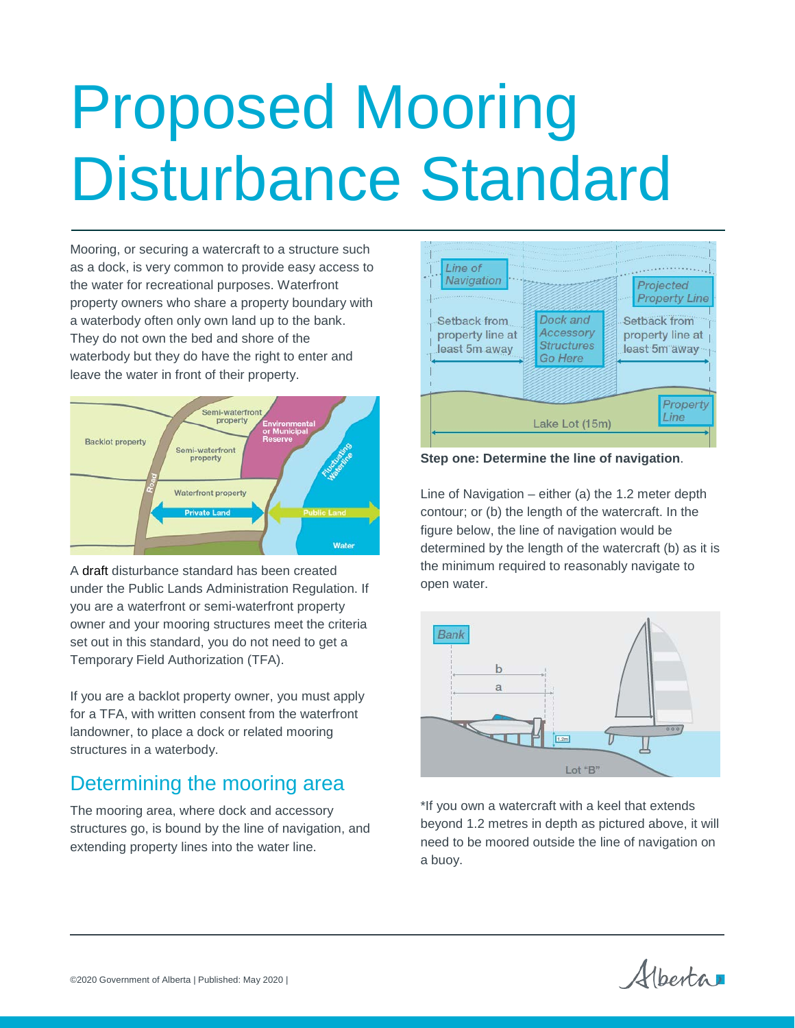# Proposed Mooring Disturbance Standard

Mooring, or securing a watercraft to a structure such as a dock, is very common to provide easy access to the water for recreational purposes. Waterfront property owners who share a property boundary with a waterbody often only own land up to the bank. They do not own the bed and shore of the waterbody but they do have the right to enter and leave the water in front of their property.

A draft disturbance standard has been created under the Public Lands Administration Regulation. If you are a waterfront or semi-waterfront property owner and your mooring structures meet the criteria set out in this standard, you do not need to get a Temporary Field Authorization (TFA).

If you are a backlot property owner, you must apply for a TFA, with written consent from the waterfront landowner, to place a dock or related mooring structures in a waterbody.

## Determining the mooring area

The mooring area, where dock and accessory structures go, is bound by the line of navigation, and extending property lines into the water line.

**Step one: Determine the line of navigation**.

Line of Navigation – either (a) the 1.2 meter depth contour; or (b) the length of the watercraft. In the figure below, the line of navigation would be determined by the length of the watercraft (b) as it is the minimum required to reasonably navigate to open water.

*If you own a watercraft with a keel that extends beyond 1.2 metres in depth as pictured above, it will need to be moored outside the line of navigation on a buoy.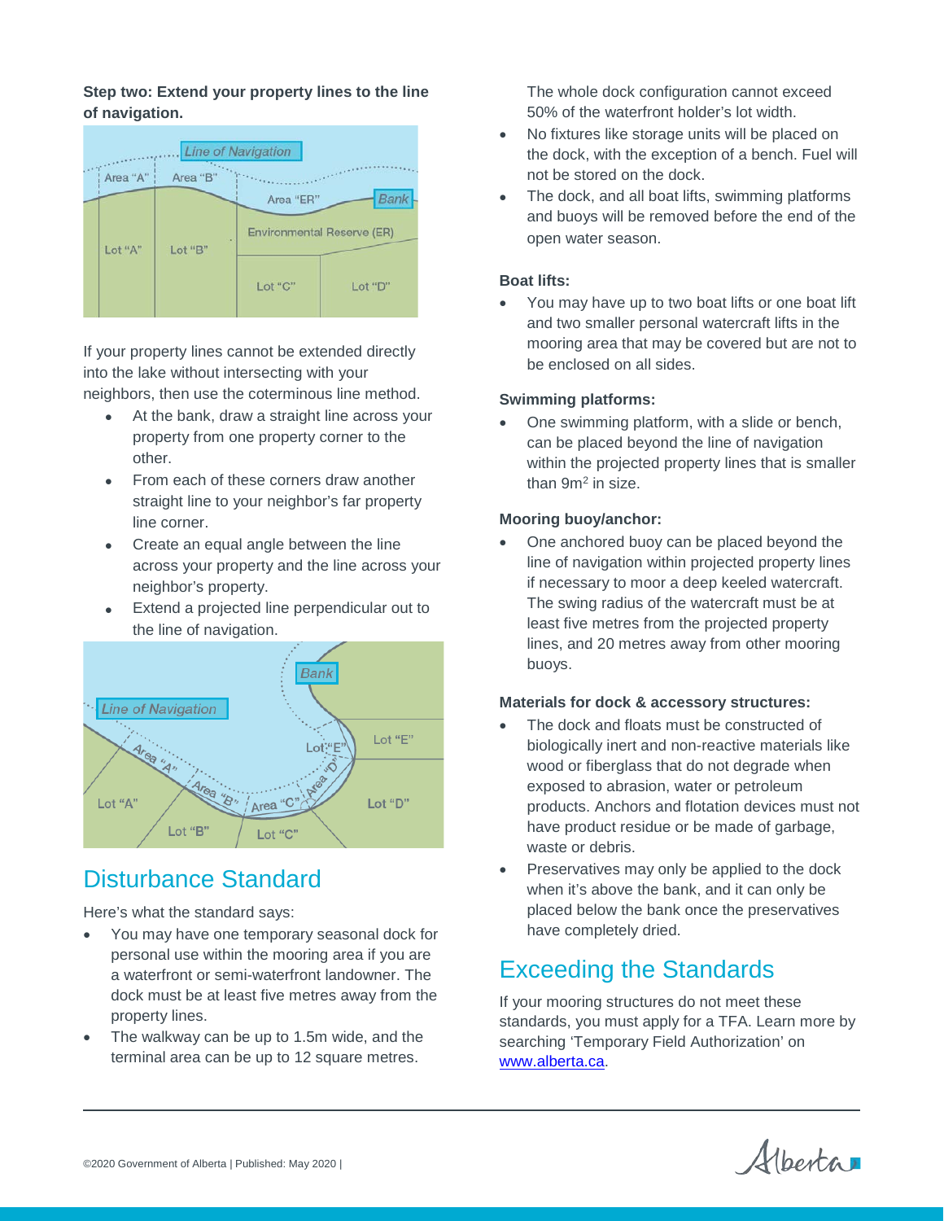**Step two: Extend your property lines to the line of navigation.**

Line of Navigation
Area "A"
Area "B"
Area "ER"
Bank
Environmental Reserve (ER)
Lot "A"
Lot "B"
Lot "C"
Lot "D"

If your property lines cannot be extended directly into the lake without intersecting with your neighbors, then use the coterminous line method.

- At the bank, draw a straight line across your property from one property corner to the other.
- From each of these corners draw another straight line to your neighbor's far property line corner.
- Create an equal angle between the line across your property and the line across your neighbor's property.
- Extend a projected line perpendicular out to the line of navigation.

Bank
Line of Navigation
Area "A"
Area "B"
Area "C"
Area "D"
Lot "E"
Lot "E"
Lot "A"
Lot "B"
Lot "C"
Lot "D"

## Disturbance Standard

Here's what the standard says:

- You may have one temporary seasonal dock for personal use within the mooring area if you are a waterfront or semi-waterfront landowner. The dock must be at least five metres away from the property lines.
- The walkway can be up to 1.5m wide, and the terminal area can be up to 12 square metres. The whole dock configuration cannot exceed 50% of the waterfront holder's lot width.
- No fixtures like storage units will be placed on the dock, with the exception of a bench. Fuel will not be stored on the dock.
- The dock, and all boat lifts, swimming platforms and buoys will be removed before the end of the open water season.

**Boat lifts:**

- You may have up to two boat lifts or one boat lift and two smaller personal watercraft lifts in the mooring area that may be covered but are not to be enclosed on all sides.

**Swimming platforms:**

- One swimming platform, with a slide or bench, can be placed beyond the line of navigation within the projected property lines that is smaller than 9m$^2$ in size.

**Mooring buoy/anchor:**

- One anchored buoy can be placed beyond the line of navigation within projected property lines if necessary to moor a deep keeled watercraft. The swing radius of the watercraft must be at least five metres from the projected property lines, and 20 metres away from other mooring buoys.

**Materials for dock & accessory structures:**

- The dock and floats must be constructed of biologically inert and non-reactive materials like wood or fiberglass that do not degrade when exposed to abrasion, water or petroleum products. Anchors and flotation devices must not have product residue or be made of garbage, waste or debris.
- Preservatives may only be applied to the dock when it's above the bank, and it can only be placed below the bank once the preservatives have completely dried.

## Exceeding the Standards

If your mooring structures do not meet these standards, you must apply for a TFA. Learn more by searching 'Temporary Field Authorization' on www.alberta.ca.

©2020 Government of Alberta | Published: May 2020 |